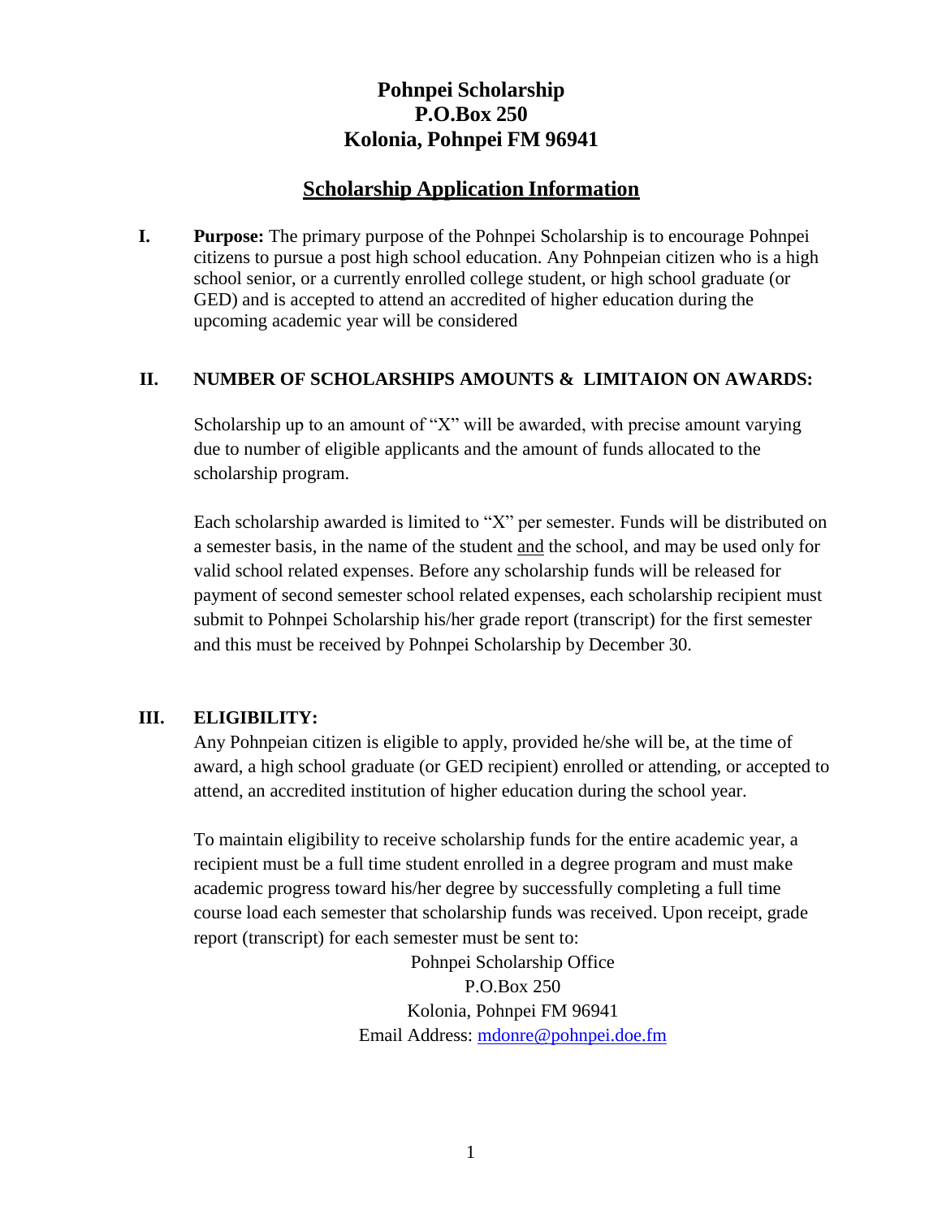# Pohnpei Scholarship
# P.O.Box 250
# Kolonia, Pohnpei FM 96941

## Scholarship Application Information

**I. Purpose:** The primary purpose of the Pohnpei Scholarship is to encourage Pohnpei citizens to pursue a post high school education. Any Pohnpeian citizen who is a high school senior, or a currently enrolled college student, or high school graduate (or GED) and is accepted to attend an accredited of higher education during the upcoming academic year will be considered

**II. NUMBER OF SCHOLARSHIPS AMOUNTS & LIMITAION ON AWARDS:**

Scholarship up to an amount of "X" will be awarded, with precise amount varying due to number of eligible applicants and the amount of funds allocated to the scholarship program.

Each scholarship awarded is limited to "X" per semester. Funds will be distributed on a semester basis, in the name of the student <u>and</u> the school, and may be used only for valid school related expenses. Before any scholarship funds will be released for payment of second semester school related expenses, each scholarship recipient must submit to Pohnpei Scholarship his/her grade report (transcript) for the first semester and this must be received by Pohnpei Scholarship by December 30.

**III. ELIGIBILITY:**

Any Pohnpeian citizen is eligible to apply, provided he/she will be, at the time of award, a high school graduate (or GED recipient) enrolled or attending, or accepted to attend, an accredited institution of higher education during the school year.

To maintain eligibility to receive scholarship funds for the entire academic year, a recipient must be a full time student enrolled in a degree program and must make academic progress toward his/her degree by successfully completing a full time course load each semester that scholarship funds was received. Upon receipt, grade report (transcript) for each semester must be sent to:

Pohnpei Scholarship Office
P.O.Box 250
Kolonia, Pohnpei FM 96941
Email Address: mdonre@pohnpei.doe.fm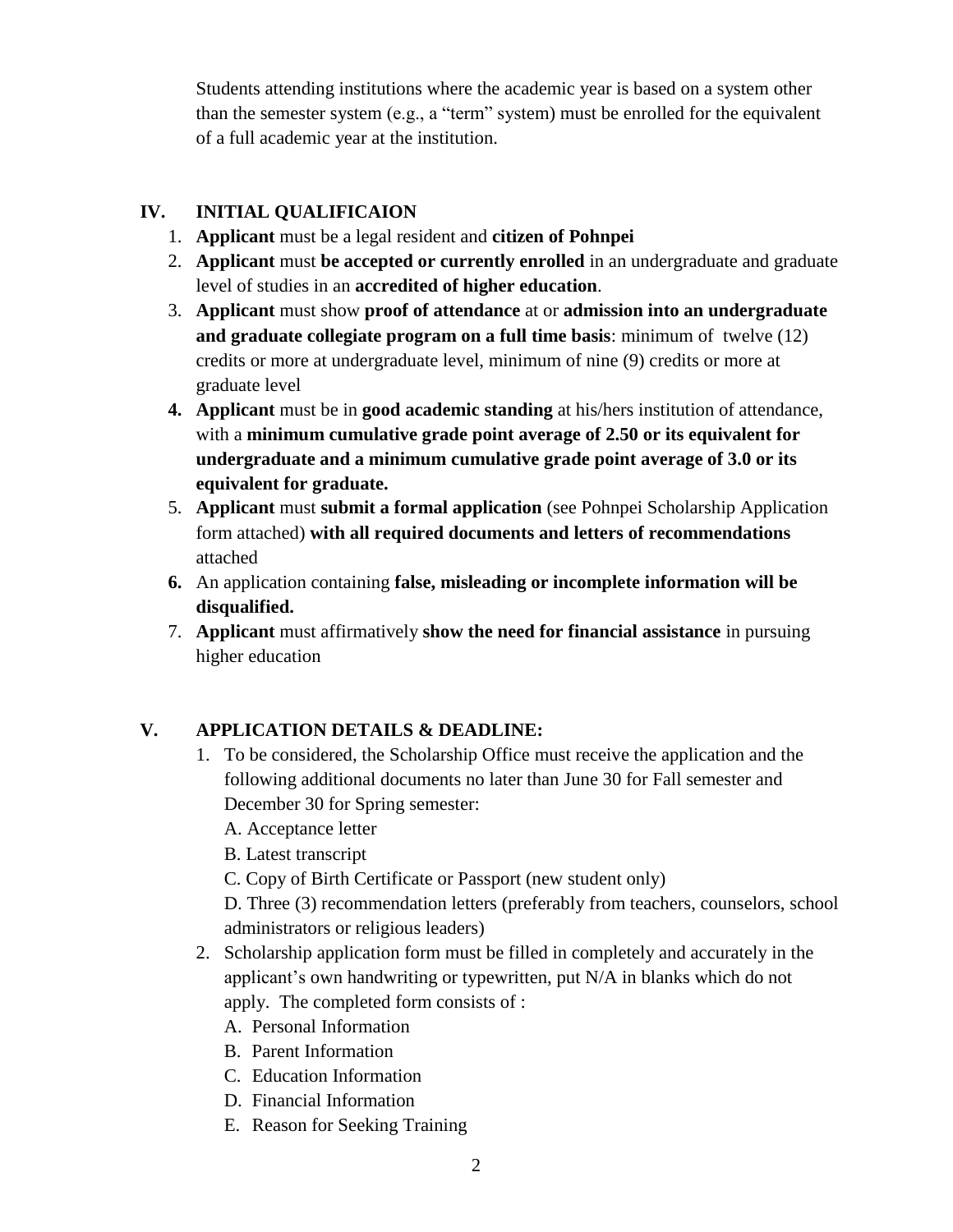Students attending institutions where the academic year is based on a system other than the semester system (e.g., a "term" system) must be enrolled for the equivalent of a full academic year at the institution.

## IV. INITIAL QUALIFICAION

1. **Applicant** must be a legal resident and **citizen of Pohnpei**
2. **Applicant** must **be accepted or currently enrolled** in an undergraduate and graduate level of studies in an **accredited of higher education**.
3. **Applicant** must show **proof of attendance** at or **admission into an undergraduate and graduate collegiate program on a full time basis**: minimum of twelve (12) credits or more at undergraduate level, minimum of nine (9) credits or more at graduate level
4. **Applicant** must be in **good academic standing** at his/hers institution of attendance, with a **minimum cumulative grade point average of 2.50 or its equivalent for undergraduate and a minimum cumulative grade point average of 3.0 or its equivalent for graduate.**
5. **Applicant** must **submit a formal application** (see Pohnpei Scholarship Application form attached) **with all required documents and letters of recommendations** attached
6. An application containing **false, misleading or incomplete information will be disqualified.**
7. **Applicant** must affirmatively **show the need for financial assistance** in pursuing higher education

## V. APPLICATION DETAILS & DEADLINE:

1. To be considered, the Scholarship Office must receive the application and the following additional documents no later than June 30 for Fall semester and December 30 for Spring semester:
   A. Acceptance letter
   B. Latest transcript
   C. Copy of Birth Certificate or Passport (new student only)
   D. Three (3) recommendation letters (preferably from teachers, counselors, school administrators or religious leaders)
2. Scholarship application form must be filled in completely and accurately in the applicant's own handwriting or typewritten, put N/A in blanks which do not apply. The completed form consists of :
   A. Personal Information
   B. Parent Information
   C. Education Information
   D. Financial Information
   E. Reason for Seeking Training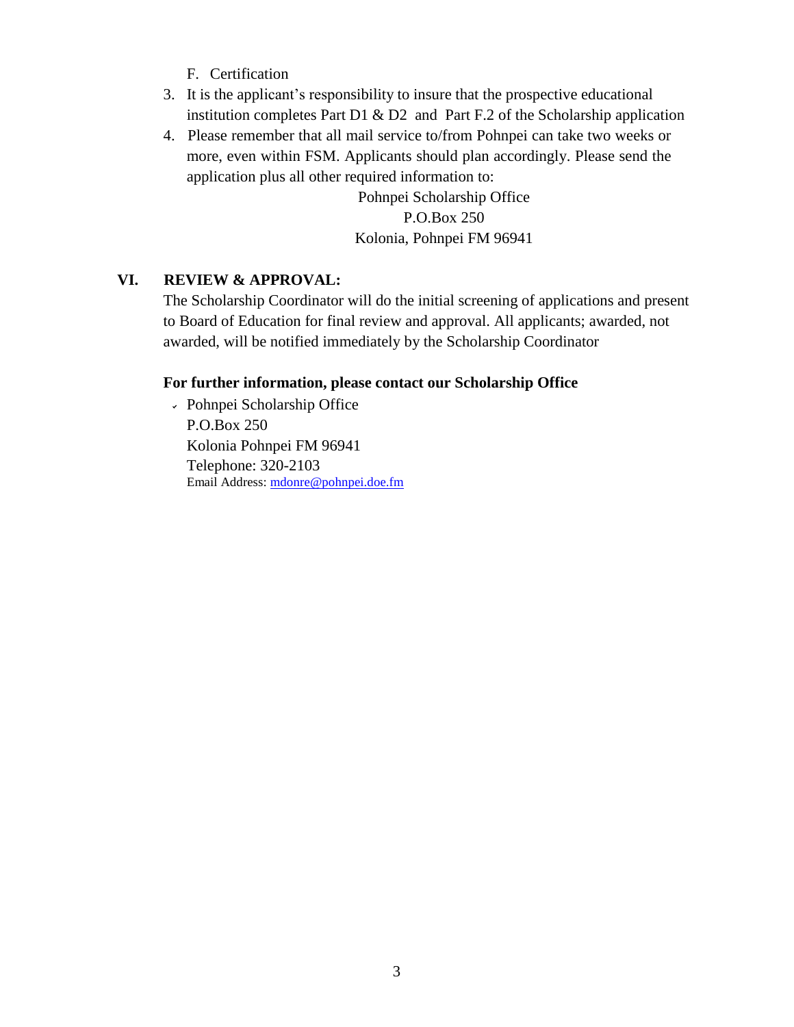F. Certification

3. It is the applicant's responsibility to insure that the prospective educational institution completes Part D1 & D2 and Part F.2 of the Scholarship application
4. Please remember that all mail service to/from Pohnpei can take two weeks or more, even within FSM. Applicants should plan accordingly. Please send the application plus all other required information to:

   Pohnpei Scholarship Office
   P.O.Box 250
   Kolonia, Pohnpei FM 96941

## VI. REVIEW & APPROVAL:

The Scholarship Coordinator will do the initial screening of applications and present to Board of Education for final review and approval. All applicants; awarded, not awarded, will be notified immediately by the Scholarship Coordinator

**For further information, please contact our Scholarship Office**

- Pohnpei Scholarship Office
  P.O.Box 250
  Kolonia Pohnpei FM 96941
  Telephone: 320-2103
  Email Address: mdonre@pohnpei.doe.fm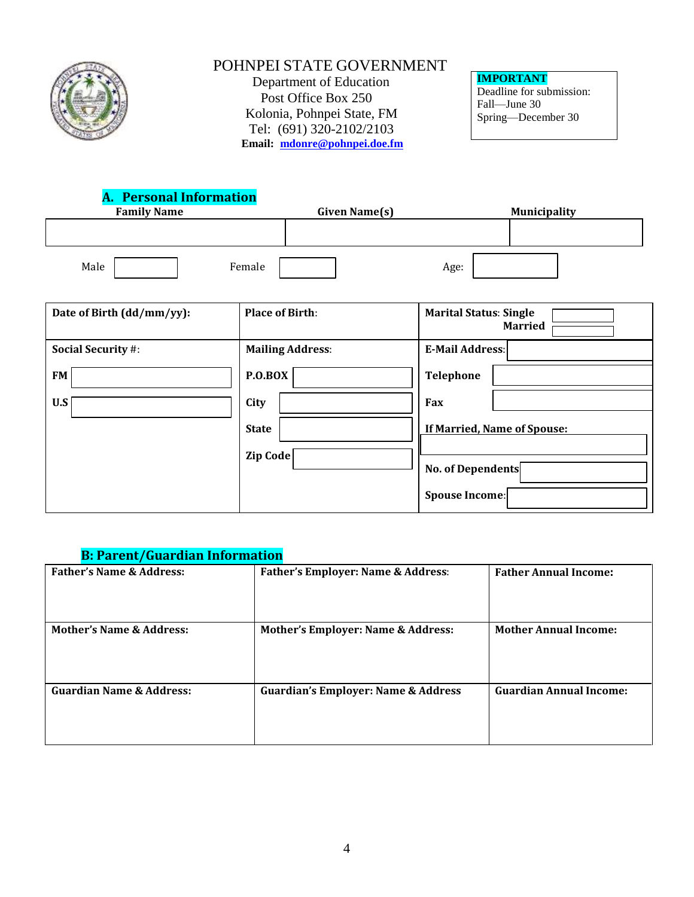POHNPEI STATE GOVERNMENT
Department of Education
Post Office Box 250
Kolonia, Pohnpei State, FM
Tel: (691) 320-2102/2103
**Email: mdonre@pohnpei.doe.fm**

**IMPORTANT**
Deadline for submission:
Fall—June 30
Spring—December 30

## A. Personal Information

| Family Name | Given Name(s) | Municipality |
|---|---|---|
| | | |

Male ______ Female ______ Age: ______

| Date of Birth (dd/mm/yy): | Place of Birth: | Marital Status: Single ______ Married ______ |
|---|---|---|
| **Social Security #:** | **Mailing Address:** | **E-Mail Address:** |
| **FM** | **P.O.BOX** | **Telephone** |
| **U.S** | **City** | **Fax** |
| | **State** | **If Married, Name of Spouse:** |
| | **Zip Code** | **No. of Dependents** |
| | | **Spouse Income:** |

## B: Parent/Guardian Information

| Father's Name & Address: | Father's Employer: Name & Address: | Father Annual Income: |
|---|---|---|
| **Mother's Name & Address:** | **Mother's Employer: Name & Address:** | **Mother Annual Income:** |
| **Guardian Name & Address:** | **Guardian's Employer: Name & Address** | **Guardian Annual Income:** |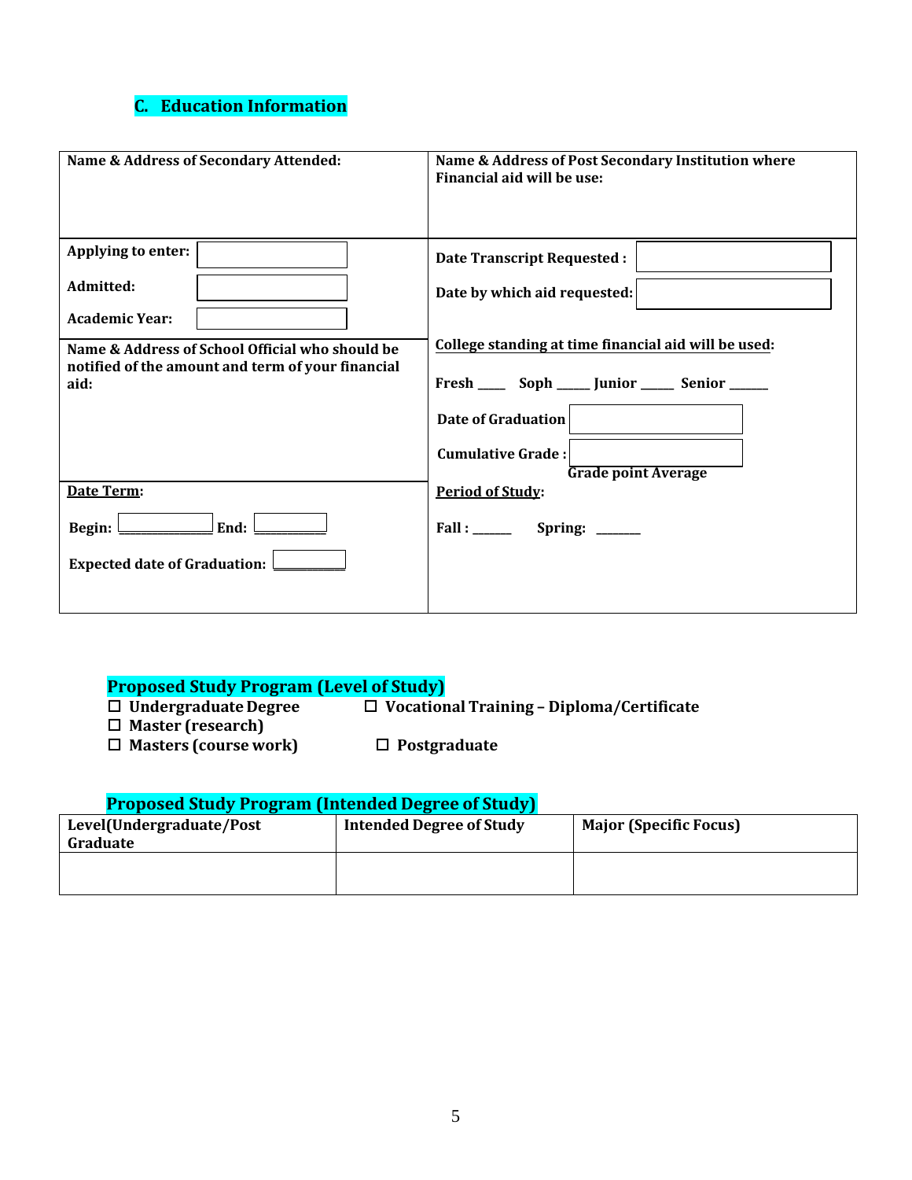## C. Education Information

| Name & Address of Secondary Attended: | Name & Address of Post Secondary Institution where Financial aid will be use: |
|---|---|
| Applying to enter: ___<br>Admitted: ___<br>Academic Year: ___ | Date Transcript Requested : ___<br>Date by which aid requested: ___ |
| Name & Address of School Official who should be notified of the amount and term of your financial aid: | College standing at time financial aid will be used:<br>Fresh ____ Soph _____ Junior _____ Senior ______<br>Date of Graduation ___<br>Cumulative Grade : ___<br>Grade point Average |
| Date Term:<br>Begin: ___________ End: __________<br>Expected date of Graduation: _________ | Period of Study:<br>Fall : ______ Spring: _______ |

### Proposed Study Program (Level of Study)

- ☐ Undergraduate Degree
- ☐ Vocational Training – Diploma/Certificate
- ☐ Master (research)
- ☐ Masters (course work)
- ☐ Postgraduate

### Proposed Study Program (Intended Degree of Study)

| Level(Undergraduate/Post Graduate | Intended Degree of Study | Major (Specific Focus) |
|---|---|---|
| | | |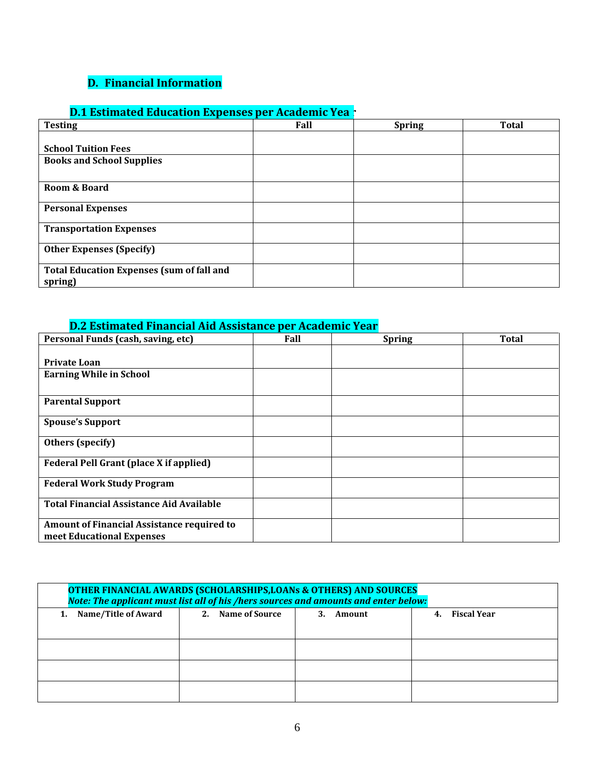## D. Financial Information

### D.1 Estimated Education Expenses per Academic Year

| Testing | Fall | Spring | Total |
|---|---|---|---|
| School Tuition Fees | | | |
| Books and School Supplies | | | |
| Room & Board | | | |
| Personal Expenses | | | |
| Transportation Expenses | | | |
| Other Expenses (Specify) | | | |
| Total Education Expenses (sum of fall and spring) | | | |

### D.2 Estimated Financial Aid Assistance per Academic Year

| Personal Funds (cash, saving, etc) | Fall | Spring | Total |
|---|---|---|---|
| Private Loan | | | |
| Earning While in School | | | |
| Parental Support | | | |
| Spouse's Support | | | |
| Others (specify) | | | |
| Federal Pell Grant (place X if applied) | | | |
| Federal Work Study Program | | | |
| Total Financial Assistance Aid Available | | | |
| Amount of Financial Assistance required to meet Educational Expenses | | | |

**OTHER FINANCIAL AWARDS (SCHOLARSHIPS,LOANs & OTHERS) AND SOURCES**

***Note: The applicant must list all of his /hers sources and amounts and enter below:***

| 1. Name/Title of Award | 2. Name of Source | 3. Amount | 4. Fiscal Year |
|---|---|---|---|
| | | | |
| | | | |
| | | | |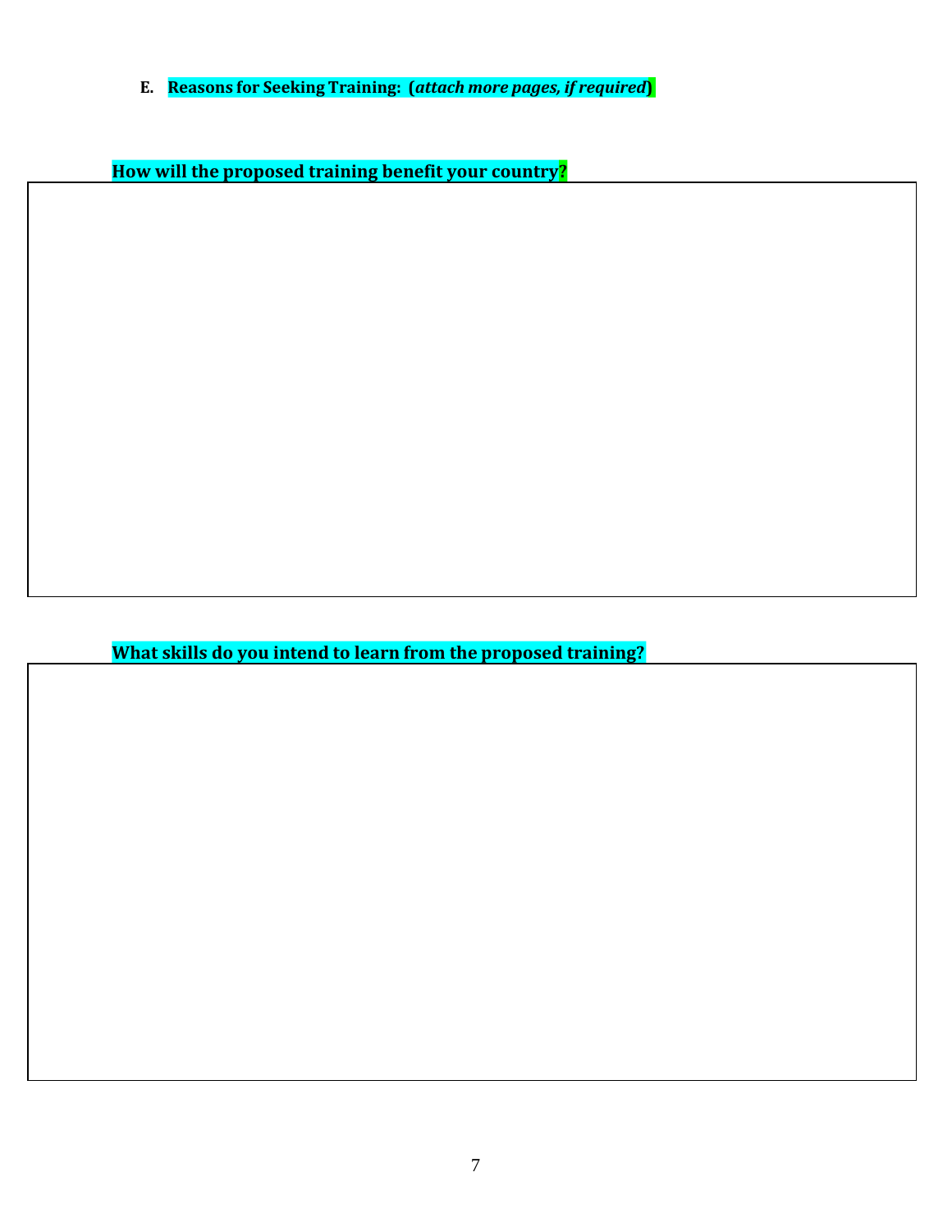**E. Reasons for Seeking Training: (*attach more pages, if required*)**

**How will the proposed training benefit your country?**

| |
|---|
| |

**What skills do you intend to learn from the proposed training?**

| |
|---|
| |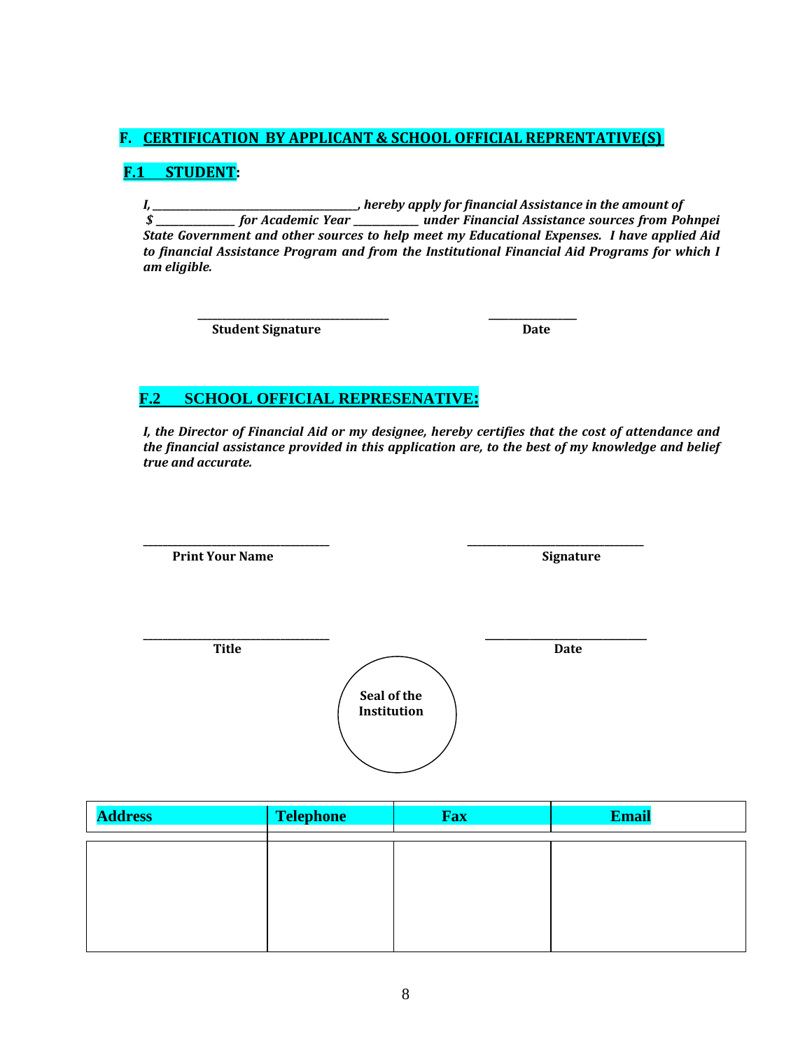## F. CERTIFICATION BY APPLICANT & SCHOOL OFFICIAL REPRENTATIVE(S)

### F.1 STUDENT:

***I, ______________________________________, hereby apply for financial Assistance in the amount of $ _______________ for Academic Year ____________ under Financial Assistance sources from Pohnpei State Government and other sources to help meet my Educational Expenses. I have applied Aid to financial Assistance Program and from the Institutional Financial Aid Programs for which I am eligible.***

___________________________________ ________________

**Student Signature** **Date**

### F.2 SCHOOL OFFICIAL REPRESENATIVE:

***I, the Director of Financial Aid or my designee, hereby certifies that the cost of attendance and the financial assistance provided in this application are, to the best of my knowledge and belief true and accurate.***

__________________________________ ________________________________

**Print Your Name** **Signature**

__________________________________ ______________________________

**Title** **Date**

**Seal of the Institution**

| Address | Telephone | Fax | Email |
|---|---|---|---|
| | | | |